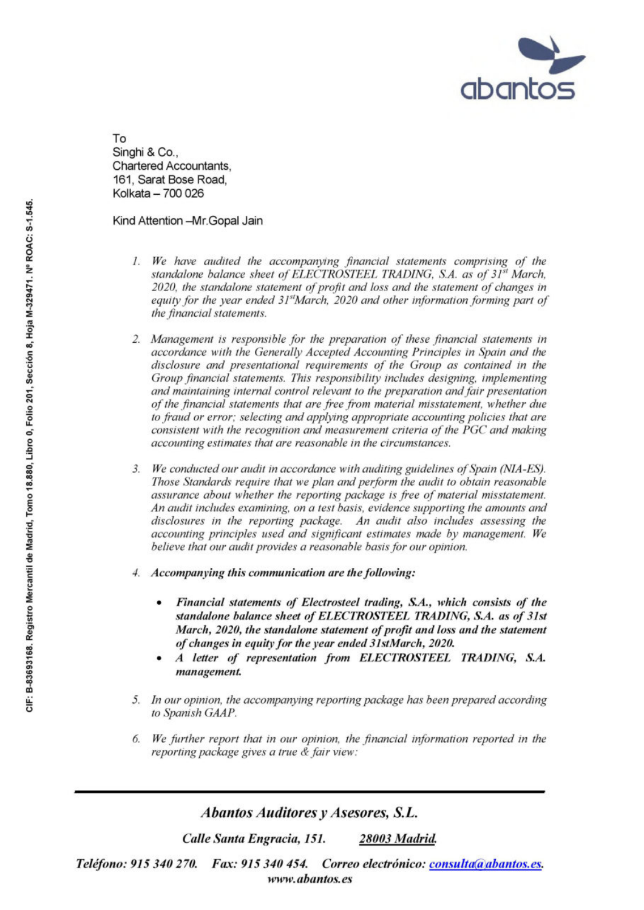To
Singhi & Co.,
Chartered Accountants,
161, Sarat Bose Road,
Kolkata – 700 026

Kind Attention –Mr.Gopal Jain

1. *We have audited the accompanying financial statements comprising of the standalone balance sheet of ELECTROSTEEL TRADING, S.A. as of 31st March, 2020, the standalone statement of profit and loss and the statement of changes in equity for the year ended 31stMarch, 2020 and other information forming part of the financial statements.*

2. *Management is responsible for the preparation of these financial statements in accordance with the Generally Accepted Accounting Principles in Spain and the disclosure and presentational requirements of the Group as contained in the Group financial statements. This responsibility includes designing, implementing and maintaining internal control relevant to the preparation and fair presentation of the financial statements that are free from material misstatement, whether due to fraud or error; selecting and applying appropriate accounting policies that are consistent with the recognition and measurement criteria of the PGC and making accounting estimates that are reasonable in the circumstances.*

3. *We conducted our audit in accordance with auditing guidelines of Spain (NIA-ES). Those Standards require that we plan and perform the audit to obtain reasonable assurance about whether the reporting package is free of material misstatement. An audit includes examining, on a test basis, evidence supporting the amounts and disclosures in the reporting package. An audit also includes assessing the accounting principles used and significant estimates made by management. We believe that our audit provides a reasonable basis for our opinion.*

4. ***Accompanying this communication are the following:***

   - ***Financial statements of Electrosteel trading, S.A., which consists of the standalone balance sheet of ELECTROSTEEL TRADING, S.A. as of 31st March, 2020, the standalone statement of profit and loss and the statement of changes in equity for the year ended 31stMarch, 2020.***
   - ***A letter of representation from ELECTROSTEEL TRADING, S.A. management.***

5. *In our opinion, the accompanying reporting package has been prepared according to Spanish GAAP.*

6. *We further report that in our opinion, the financial information reported in the reporting package gives a true & fair view:*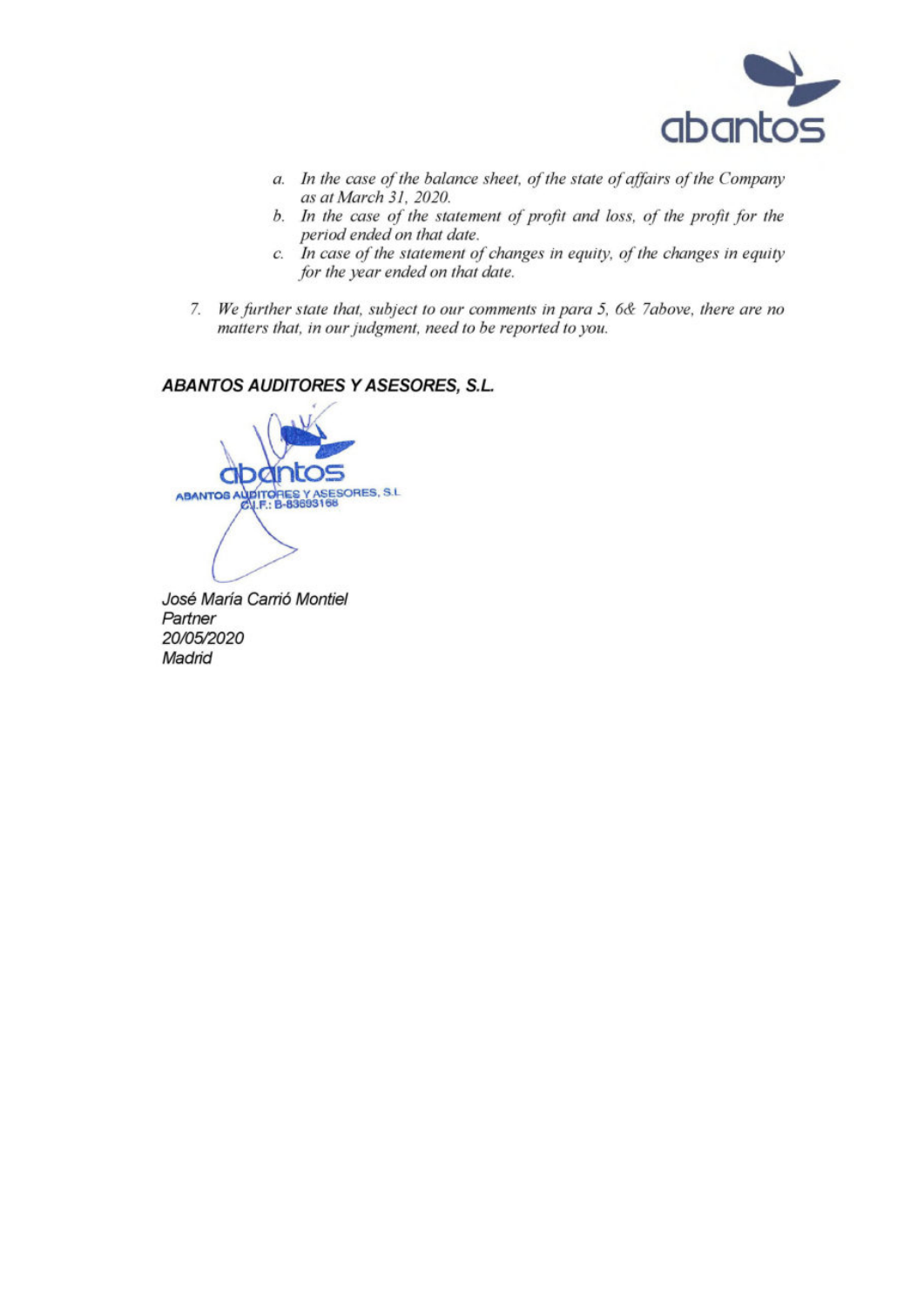*a. In the case of the balance sheet, of the state of affairs of the Company as at March 31, 2020.*

*b. In the case of the statement of profit and loss, of the profit for the period ended on that date.*

*c. In case of the statement of changes in equity, of the changes in equity for the year ended on that date.*

*7. We further state that, subject to our comments in para 5, 6& 7above, there are no matters that, in our judgment, need to be reported to you.*

***ABANTOS AUDITORES Y ASESORES, S.L.***

ABANTOS AUDITORES Y ASESORES, S.L.
C.I.F.: B-83693168

*José María Carrió Montiel*
*Partner*
*20/05/2020*
*Madrid*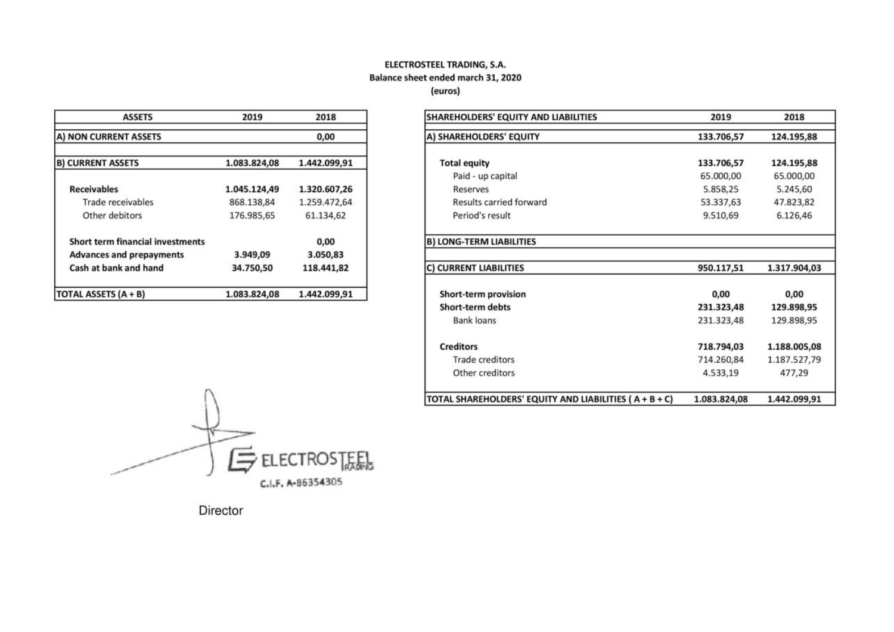**ELECTROSTEEL TRADING, S.A.**
**Balance sheet ended march 31, 2020**
**(euros)**

| ASSETS | 2019 | 2018 |
|---|---|---|
| **A) NON CURRENT ASSETS** | | 0,00 |
| **B) CURRENT ASSETS** | 1.083.824,08 | 1.442.099,91 |
| **Receivables** | 1.045.124,49 | 1.320.607,26 |
| Trade receivables | 868.138,84 | 1.259.472,64 |
| Other debitors | 176.985,65 | 61.134,62 |
| **Short term financial investments** | | 0,00 |
| **Advances and prepayments** | 3.949,09 | 3.050,83 |
| **Cash at bank and hand** | 34.750,50 | 118.441,82 |
| **TOTAL ASSETS (A + B)** | 1.083.824,08 | 1.442.099,91 |

| SHAREHOLDERS' EQUITY AND LIABILITIES | 2019 | 2018 |
|---|---|---|
| **A) SHAREHOLDERS' EQUITY** | 133.706,57 | 124.195,88 |
| **Total equity** | 133.706,57 | 124.195,88 |
| Paid - up capital | 65.000,00 | 65.000,00 |
| Reserves | 5.858,25 | 5.245,60 |
| Results carried forward | 53.337,63 | 47.823,82 |
| Period's result | 9.510,69 | 6.126,46 |
| **B) LONG-TERM LIABILITIES** | | |
| **C) CURRENT LIABILITIES** | 950.117,51 | 1.317.904,03 |
| **Short-term provision** | 0,00 | 0,00 |
| **Short-term debts** | 231.323,48 | 129.898,95 |
| Bank loans | 231.323,48 | 129.898,95 |
| **Creditors** | 718.794,03 | 1.188.005,08 |
| Trade creditors | 714.260,84 | 1.187.527,79 |
| Other creditors | 4.533,19 | 477,29 |
| **TOTAL SHAREHOLDERS' EQUITY AND LIABILITIES ( A + B + C)** | 1.083.824,08 | 1.442.099,91 |

ELECTROSTEEL TRADING
C.I.F. A-86354305

Director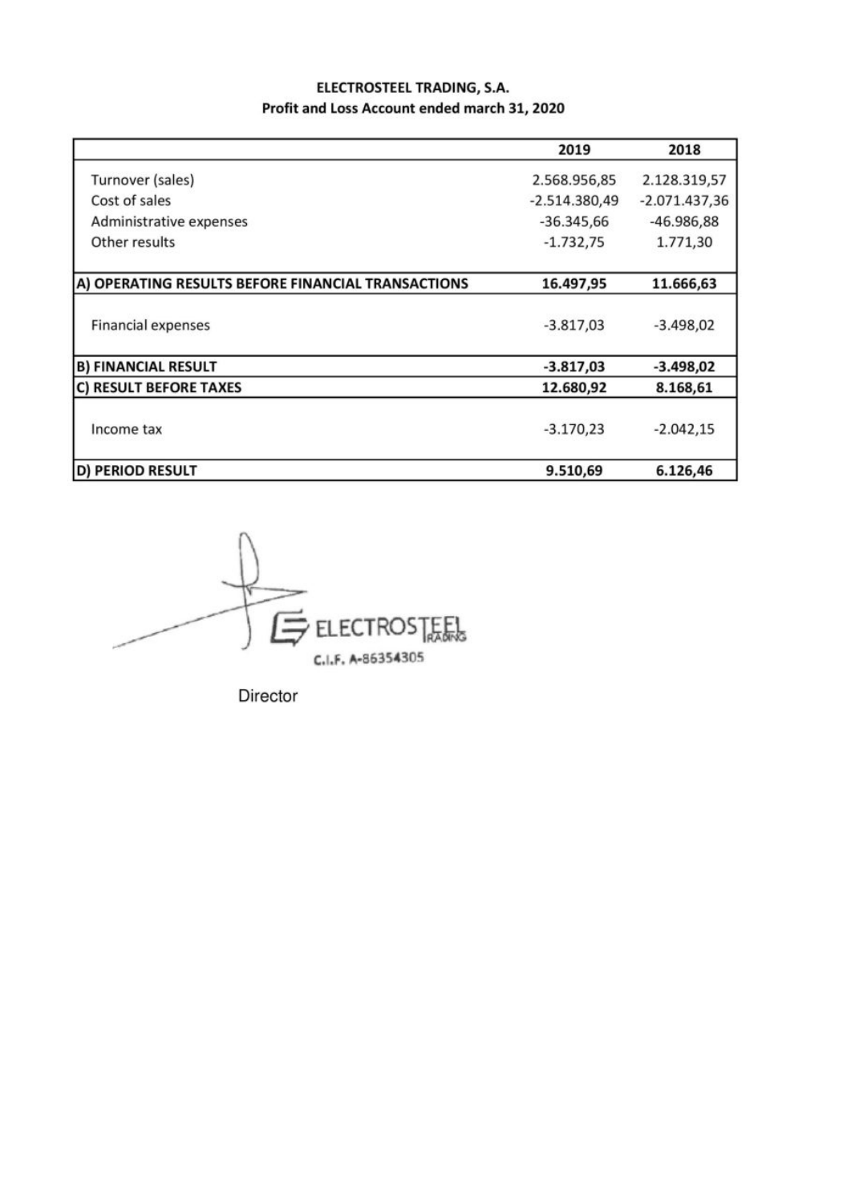**ELECTROSTEEL TRADING, S.A.**
**Profit and Loss Account ended march 31, 2020**

| | 2019 | 2018 |
|---|---|---|
| Turnover (sales) | 2.568.956,85 | 2.128.319,57 |
| Cost of sales | -2.514.380,49 | -2.071.437,36 |
| Administrative expenses | -36.345,66 | -46.986,88 |
| Other results | -1.732,75 | 1.771,30 |
| **A) OPERATING RESULTS BEFORE FINANCIAL TRANSACTIONS** | **16.497,95** | **11.666,63** |
| Financial expenses | -3.817,03 | -3.498,02 |
| **B) FINANCIAL RESULT** | **-3.817,03** | **-3.498,02** |
| **C) RESULT BEFORE TAXES** | **12.680,92** | **8.168,61** |
| Income tax | -3.170,23 | -2.042,15 |
| **D) PERIOD RESULT** | **9.510,69** | **6.126,46** |

ELECTROSTEEL TRADING
C.I.F. A-86354305

Director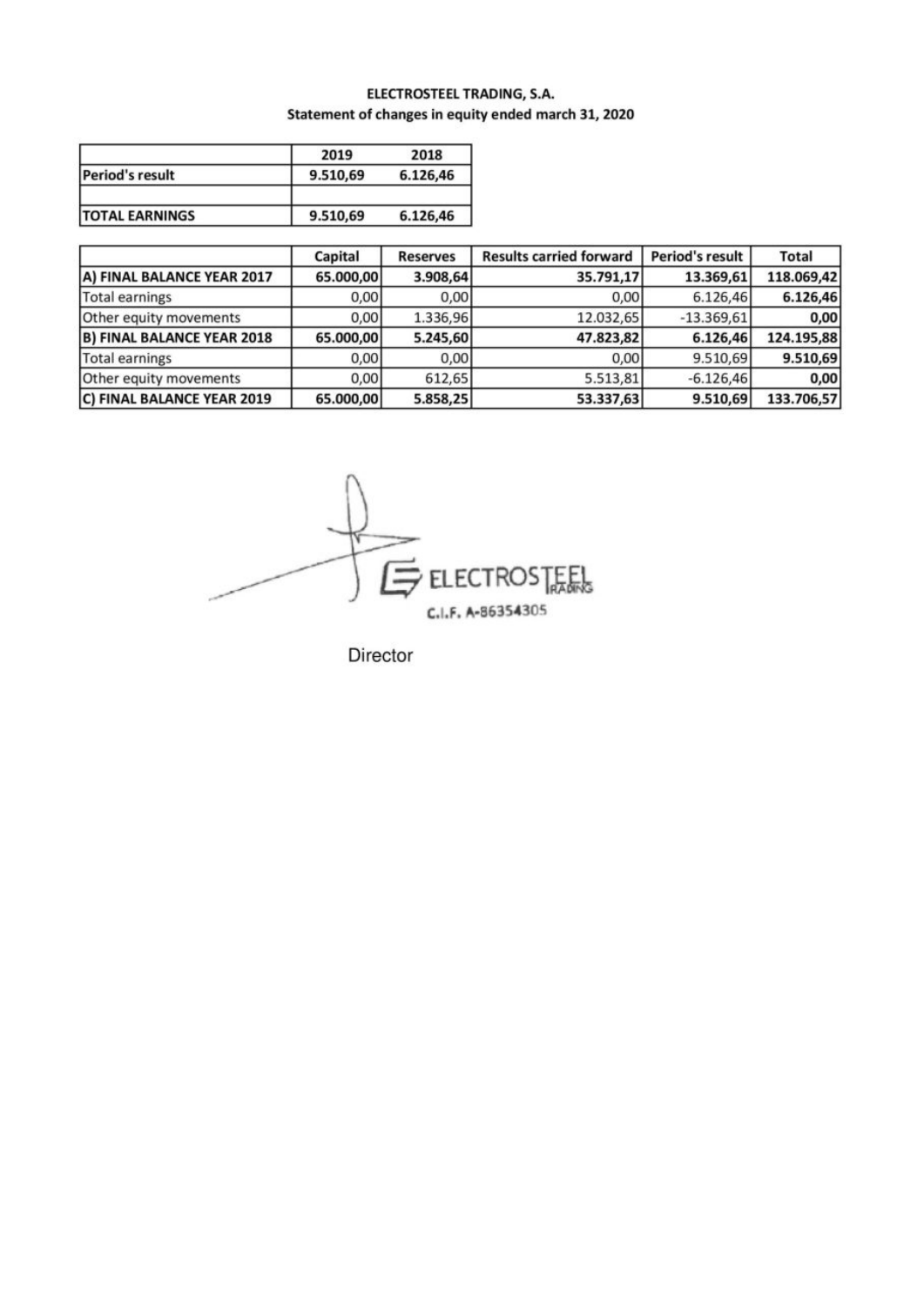**ELECTROSTEEL TRADING, S.A.**
**Statement of changes in equity ended march 31, 2020**

| | 2019 | 2018 |
|---|---|---|
| **Period's result** | **9.510,69** | **6.126,46** |
| | | |
| **TOTAL EARNINGS** | **9.510,69** | **6.126,46** |

| | Capital | Reserves | Results carried forward | Period's result | Total |
|---|---|---|---|---|---|
| **A) FINAL BALANCE YEAR 2017** | **65.000,00** | **3.908,64** | **35.791,17** | **13.369,61** | **118.069,42** |
| Total earnings | 0,00 | 0,00 | 0,00 | 6.126,46 | **6.126,46** |
| Other equity movements | 0,00 | 1.336,96 | 12.032,65 | -13.369,61 | **0,00** |
| **B) FINAL BALANCE YEAR 2018** | **65.000,00** | **5.245,60** | **47.823,82** | **6.126,46** | **124.195,88** |
| Total earnings | 0,00 | 0,00 | 0,00 | 9.510,69 | **9.510,69** |
| Other equity movements | 0,00 | 612,65 | 5.513,81 | -6.126,46 | **0,00** |
| **C) FINAL BALANCE YEAR 2019** | **65.000,00** | **5.858,25** | **53.337,63** | **9.510,69** | **133.706,57** |

ELECTROSTEEL TRADING
C.I.F. A-86354305

Director